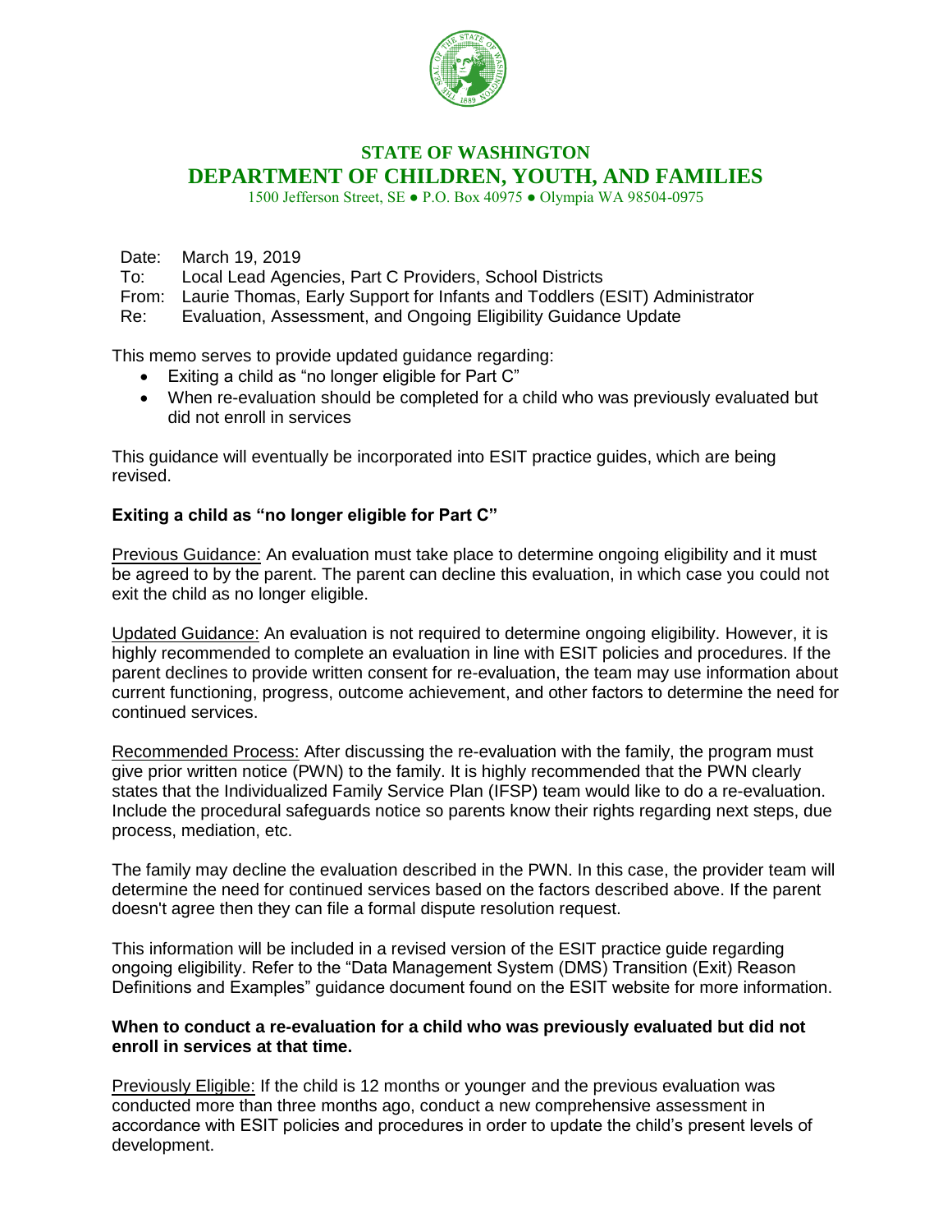**STATE OF WASHINGTON**

**DEPARTMENT OF CHILDREN, YOUTH, AND FAMILIES**

1500 Jefferson Street, SE ● P.O. Box 40975 ● Olympia WA 98504-0975

Date: March 19, 2019
To: Local Lead Agencies, Part C Providers, School Districts
From: Laurie Thomas, Early Support for Infants and Toddlers (ESIT) Administrator
Re: Evaluation, Assessment, and Ongoing Eligibility Guidance Update

This memo serves to provide updated guidance regarding:

- Exiting a child as "no longer eligible for Part C"
- When re-evaluation should be completed for a child who was previously evaluated but did not enroll in services

This guidance will eventually be incorporated into ESIT practice guides, which are being revised.

**Exiting a child as "no longer eligible for Part C"**

Previous Guidance: An evaluation must take place to determine ongoing eligibility and it must be agreed to by the parent. The parent can decline this evaluation, in which case you could not exit the child as no longer eligible.

Updated Guidance: An evaluation is not required to determine ongoing eligibility. However, it is highly recommended to complete an evaluation in line with ESIT policies and procedures. If the parent declines to provide written consent for re-evaluation, the team may use information about current functioning, progress, outcome achievement, and other factors to determine the need for continued services.

Recommended Process: After discussing the re-evaluation with the family, the program must give prior written notice (PWN) to the family. It is highly recommended that the PWN clearly states that the Individualized Family Service Plan (IFSP) team would like to do a re-evaluation. Include the procedural safeguards notice so parents know their rights regarding next steps, due process, mediation, etc.

The family may decline the evaluation described in the PWN. In this case, the provider team will determine the need for continued services based on the factors described above. If the parent doesn't agree then they can file a formal dispute resolution request.

This information will be included in a revised version of the ESIT practice guide regarding ongoing eligibility. Refer to the "Data Management System (DMS) Transition (Exit) Reason Definitions and Examples" guidance document found on the ESIT website for more information.

**When to conduct a re-evaluation for a child who was previously evaluated but did not enroll in services at that time.**

Previously Eligible: If the child is 12 months or younger and the previous evaluation was conducted more than three months ago, conduct a new comprehensive assessment in accordance with ESIT policies and procedures in order to update the child's present levels of development.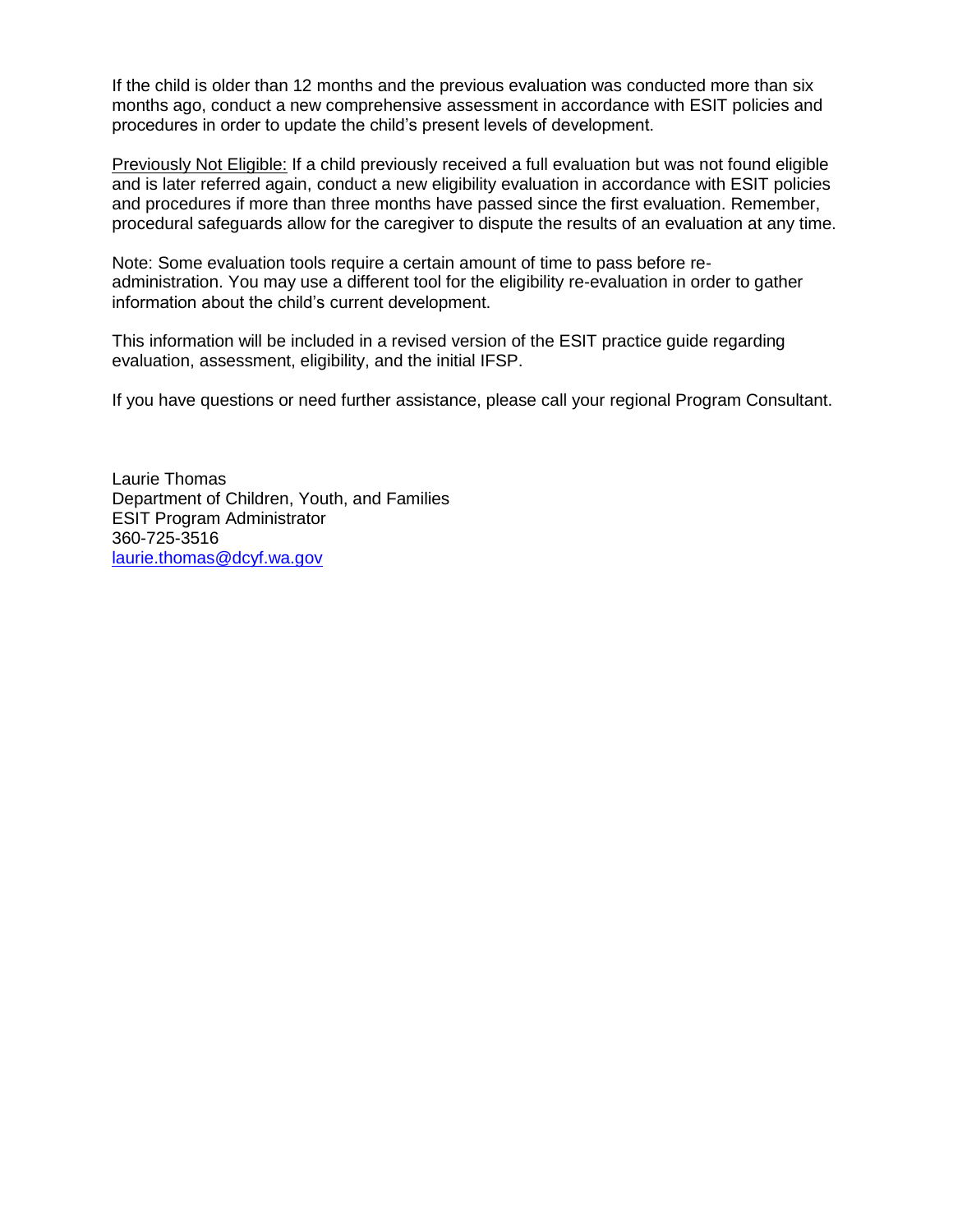If the child is older than 12 months and the previous evaluation was conducted more than six months ago, conduct a new comprehensive assessment in accordance with ESIT policies and procedures in order to update the child's present levels of development.

Previously Not Eligible: If a child previously received a full evaluation but was not found eligible and is later referred again, conduct a new eligibility evaluation in accordance with ESIT policies and procedures if more than three months have passed since the first evaluation. Remember, procedural safeguards allow for the caregiver to dispute the results of an evaluation at any time.

Note: Some evaluation tools require a certain amount of time to pass before re-administration. You may use a different tool for the eligibility re-evaluation in order to gather information about the child's current development.

This information will be included in a revised version of the ESIT practice guide regarding evaluation, assessment, eligibility, and the initial IFSP.

If you have questions or need further assistance, please call your regional Program Consultant.

Laurie Thomas
Department of Children, Youth, and Families
ESIT Program Administrator
360-725-3516
laurie.thomas@dcyf.wa.gov